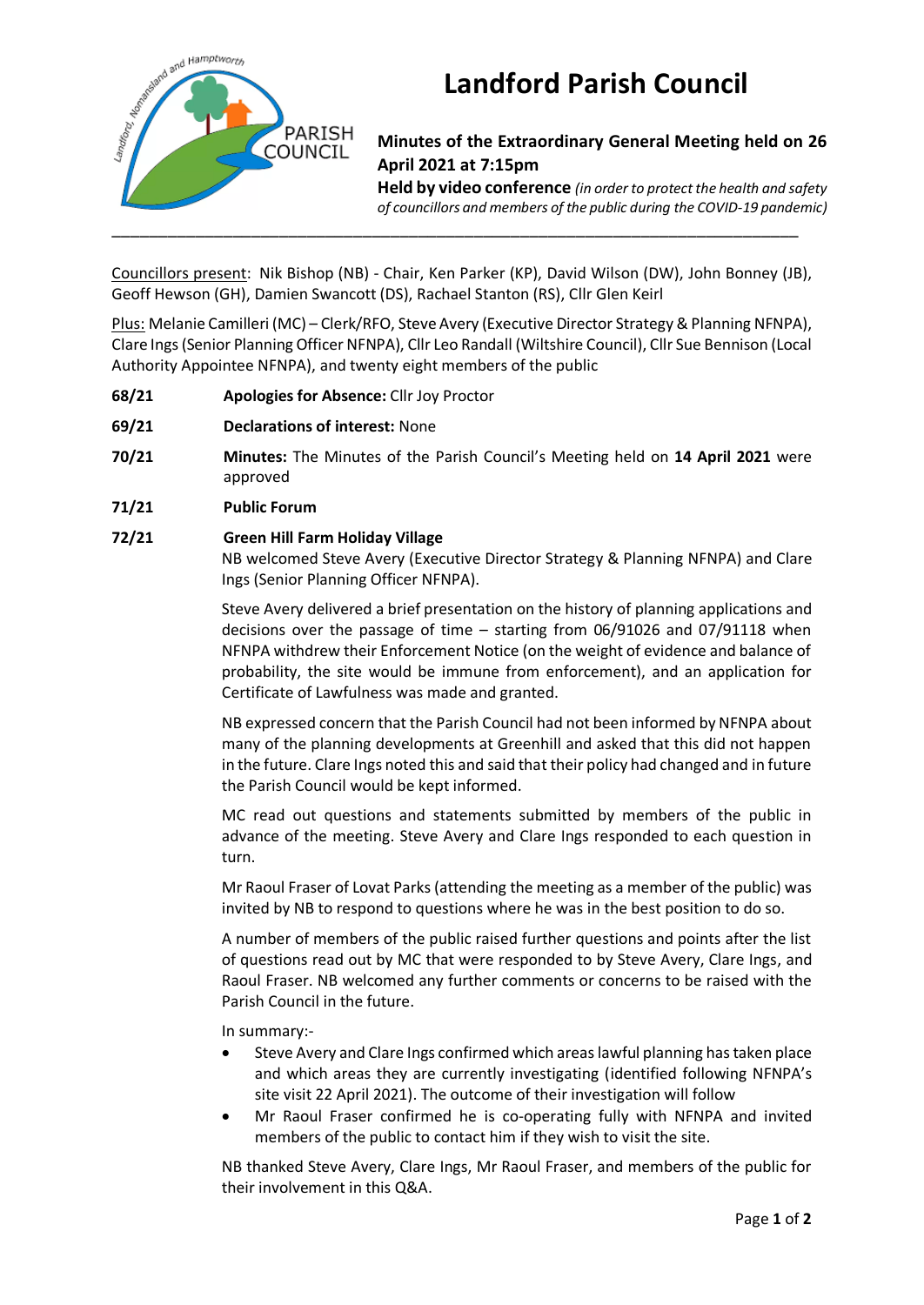# Landford Parish Council

## Minutes of the Extraordinary General Meeting held on 26 April 2021 at 7:15pm

**Held by video conference** *(in order to protect the health and safety of councillors and members of the public during the COVID-19 pandemic)*

---

Councillors present: Nik Bishop (NB) - Chair, Ken Parker (KP), David Wilson (DW), John Bonney (JB), Geoff Hewson (GH), Damien Swancott (DS), Rachael Stanton (RS), Cllr Glen Keirl

Plus: Melanie Camilleri (MC) – Clerk/RFO, Steve Avery (Executive Director Strategy & Planning NFNPA), Clare Ings (Senior Planning Officer NFNPA), Cllr Leo Randall (Wiltshire Council), Cllr Sue Bennison (Local Authority Appointee NFNPA), and twenty eight members of the public

**68/21** **Apologies for Absence:** Cllr Joy Proctor

**69/21** **Declarations of interest:** None

**70/21** **Minutes:** The Minutes of the Parish Council's Meeting held on **14 April 2021** were approved

**71/21** **Public Forum**

**72/21** **Green Hill Farm Holiday Village**

NB welcomed Steve Avery (Executive Director Strategy & Planning NFNPA) and Clare Ings (Senior Planning Officer NFNPA).

Steve Avery delivered a brief presentation on the history of planning applications and decisions over the passage of time – starting from 06/91026 and 07/91118 when NFNPA withdrew their Enforcement Notice (on the weight of evidence and balance of probability, the site would be immune from enforcement), and an application for Certificate of Lawfulness was made and granted.

NB expressed concern that the Parish Council had not been informed by NFNPA about many of the planning developments at Greenhill and asked that this did not happen in the future. Clare Ings noted this and said that their policy had changed and in future the Parish Council would be kept informed.

MC read out questions and statements submitted by members of the public in advance of the meeting. Steve Avery and Clare Ings responded to each question in turn.

Mr Raoul Fraser of Lovat Parks (attending the meeting as a member of the public) was invited by NB to respond to questions where he was in the best position to do so.

A number of members of the public raised further questions and points after the list of questions read out by MC that were responded to by Steve Avery, Clare Ings, and Raoul Fraser. NB welcomed any further comments or concerns to be raised with the Parish Council in the future.

In summary:-

- Steve Avery and Clare Ings confirmed which areas lawful planning has taken place and which areas they are currently investigating (identified following NFNPA's site visit 22 April 2021). The outcome of their investigation will follow
- Mr Raoul Fraser confirmed he is co-operating fully with NFNPA and invited members of the public to contact him if they wish to visit the site.

NB thanked Steve Avery, Clare Ings, Mr Raoul Fraser, and members of the public for their involvement in this Q&A.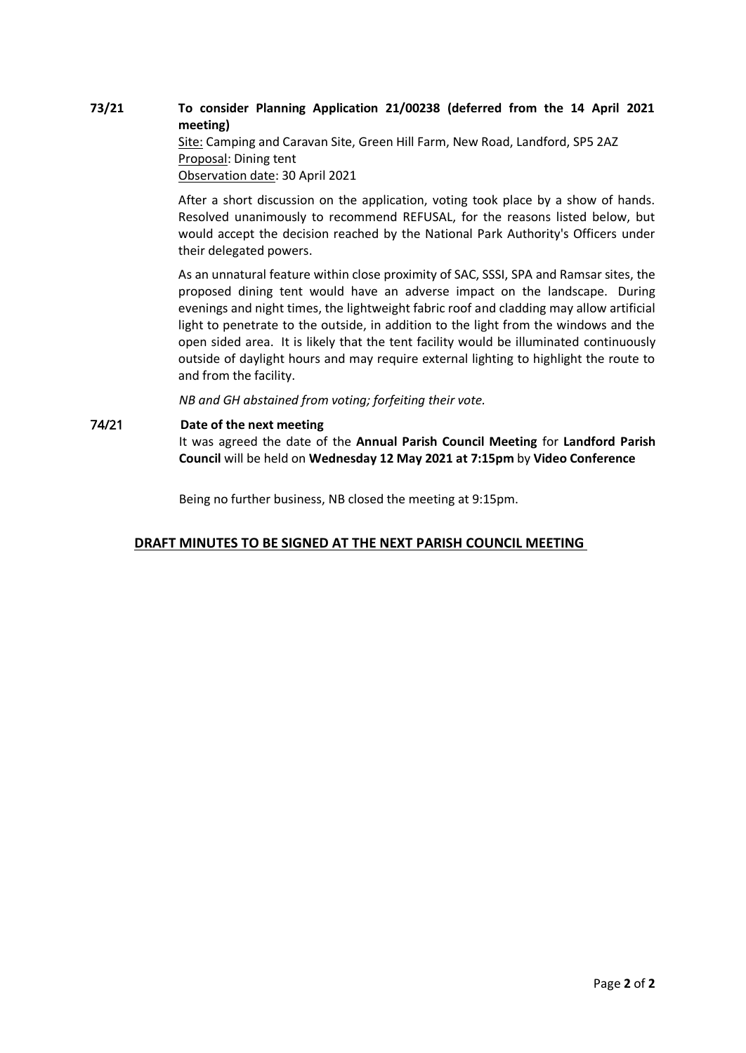**73/21** **To consider Planning Application 21/00238 (deferred from the 14 April 2021 meeting)**

Site: Camping and Caravan Site, Green Hill Farm, New Road, Landford, SP5 2AZ
Proposal: Dining tent
Observation date: 30 April 2021

After a short discussion on the application, voting took place by a show of hands. Resolved unanimously to recommend REFUSAL, for the reasons listed below, but would accept the decision reached by the National Park Authority's Officers under their delegated powers.

As an unnatural feature within close proximity of SAC, SSSI, SPA and Ramsar sites, the proposed dining tent would have an adverse impact on the landscape. During evenings and night times, the lightweight fabric roof and cladding may allow artificial light to penetrate to the outside, in addition to the light from the windows and the open sided area. It is likely that the tent facility would be illuminated continuously outside of daylight hours and may require external lighting to highlight the route to and from the facility.

*NB and GH abstained from voting; forfeiting their vote.*

**74/21** **Date of the next meeting**

It was agreed the date of the **Annual Parish Council Meeting** for **Landford Parish Council** will be held on **Wednesday 12 May 2021 at 7:15pm** by **Video Conference**

Being no further business, NB closed the meeting at 9:15pm.

**DRAFT MINUTES TO BE SIGNED AT THE NEXT PARISH COUNCIL MEETING**